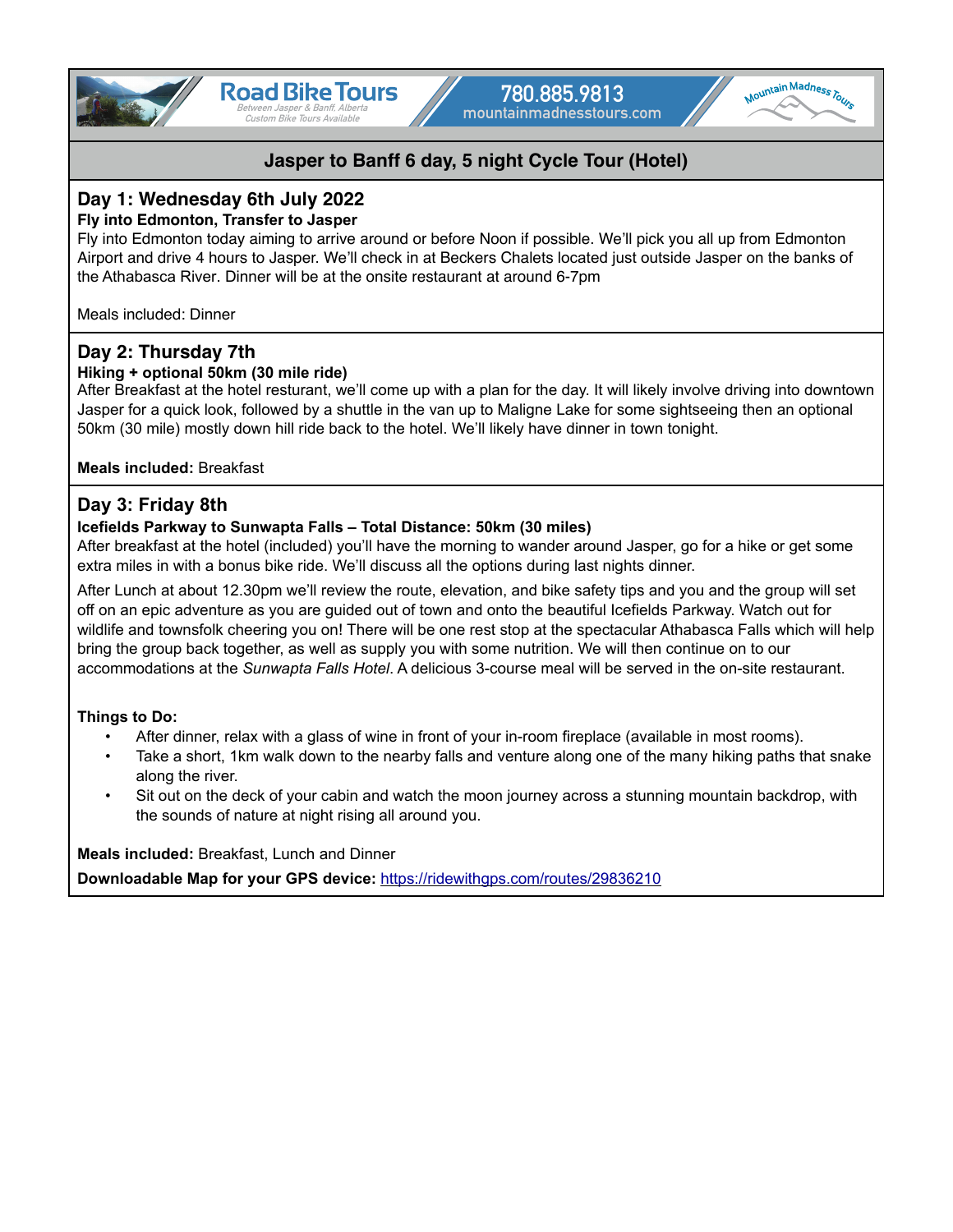Road Bike Tours
Between Jasper & Banff, Alberta
Custom Bike Tours Available

780.885.9813
mountainmadnesstours.com

Mountain Madness Tours

# Jasper to Banff 6 day, 5 night Cycle Tour (Hotel)

## Day 1: Wednesday 6th July 2022

**Fly into Edmonton, Transfer to Jasper**

Fly into Edmonton today aiming to arrive around or before Noon if possible. We'll pick you all up from Edmonton Airport and drive 4 hours to Jasper. We'll check in at Beckers Chalets located just outside Jasper on the banks of the Athabasca River. Dinner will be at the onsite restaurant at around 6-7pm

Meals included: Dinner

## Day 2: Thursday 7th

**Hiking + optional 50km (30 mile ride)**

After Breakfast at the hotel resturant, we'll come up with a plan for the day. It will likely involve driving into downtown Jasper for a quick look, followed by a shuttle in the van up to Maligne Lake for some sightseeing then an optional 50km (30 mile) mostly down hill ride back to the hotel. We'll likely have dinner in town tonight.

**Meals included:** Breakfast

## Day 3: Friday 8th

**Icefields Parkway to Sunwapta Falls – Total Distance: 50km (30 miles)**

After breakfast at the hotel (included) you'll have the morning to wander around Jasper, go for a hike or get some extra miles in with a bonus bike ride. We'll discuss all the options during last nights dinner.

After Lunch at about 12.30pm we'll review the route, elevation, and bike safety tips and you and the group will set off on an epic adventure as you are guided out of town and onto the beautiful Icefields Parkway. Watch out for wildlife and townsfolk cheering you on! There will be one rest stop at the spectacular Athabasca Falls which will help bring the group back together, as well as supply you with some nutrition. We will then continue on to our accommodations at the *Sunwapta Falls Hotel*. A delicious 3-course meal will be served in the on-site restaurant.

**Things to Do:**

- After dinner, relax with a glass of wine in front of your in-room fireplace (available in most rooms).
- Take a short, 1km walk down to the nearby falls and venture along one of the many hiking paths that snake along the river.
- Sit out on the deck of your cabin and watch the moon journey across a stunning mountain backdrop, with the sounds of nature at night rising all around you.

**Meals included:** Breakfast, Lunch and Dinner

**Downloadable Map for your GPS device:** https://ridewithgps.com/routes/29836210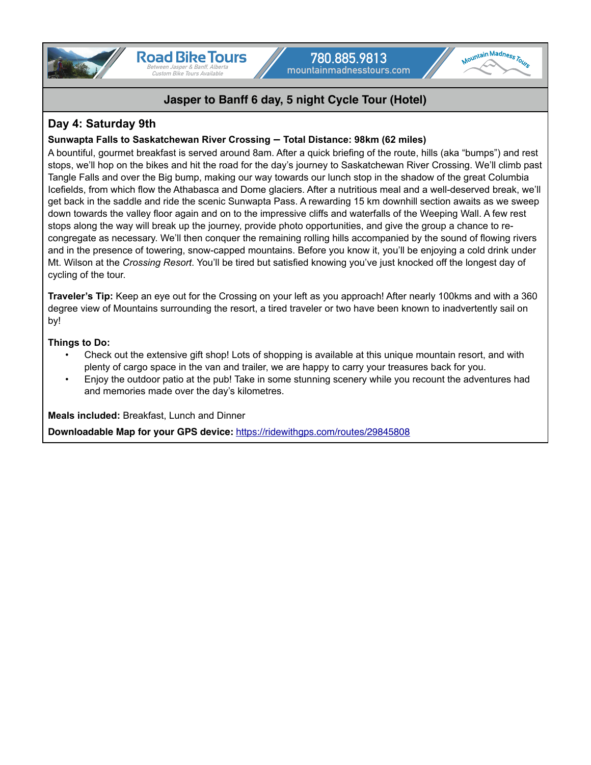## Jasper to Banff 6 day, 5 night Cycle Tour (Hotel)

### Day 4: Saturday 9th

**Sunwapta Falls to Saskatchewan River Crossing – Total Distance: 98km (62 miles)**

A bountiful, gourmet breakfast is served around 8am. After a quick briefing of the route, hills (aka "bumps") and rest stops, we'll hop on the bikes and hit the road for the day's journey to Saskatchewan River Crossing. We'll climb past Tangle Falls and over the Big bump, making our way towards our lunch stop in the shadow of the great Columbia Icefields, from which flow the Athabasca and Dome glaciers. After a nutritious meal and a well-deserved break, we'll get back in the saddle and ride the scenic Sunwapta Pass. A rewarding 15 km downhill section awaits as we sweep down towards the valley floor again and on to the impressive cliffs and waterfalls of the Weeping Wall. A few rest stops along the way will break up the journey, provide photo opportunities, and give the group a chance to re-congregate as necessary. We'll then conquer the remaining rolling hills accompanied by the sound of flowing rivers and in the presence of towering, snow-capped mountains. Before you know it, you'll be enjoying a cold drink under Mt. Wilson at the *Crossing Resort*. You'll be tired but satisfied knowing you've just knocked off the longest day of cycling of the tour.

**Traveler's Tip:** Keep an eye out for the Crossing on your left as you approach! After nearly 100kms and with a 360 degree view of Mountains surrounding the resort, a tired traveler or two have been known to inadvertently sail on by!

**Things to Do:**

- Check out the extensive gift shop! Lots of shopping is available at this unique mountain resort, and with plenty of cargo space in the van and trailer, we are happy to carry your treasures back for you.
- Enjoy the outdoor patio at the pub! Take in some stunning scenery while you recount the adventures had and memories made over the day's kilometres.

**Meals included:** Breakfast, Lunch and Dinner

**Downloadable Map for your GPS device:** https://ridewithgps.com/routes/29845808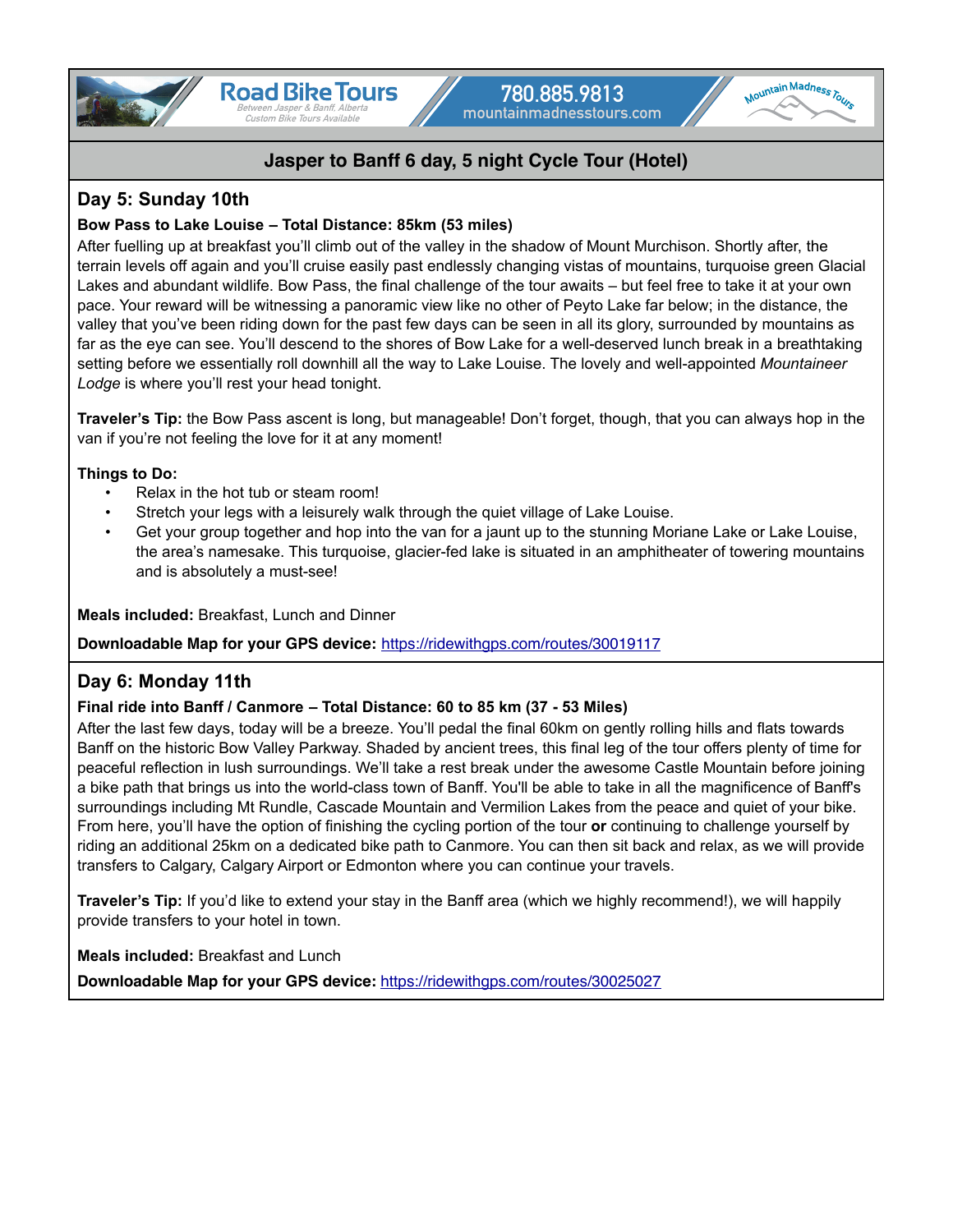## Jasper to Banff 6 day, 5 night Cycle Tour (Hotel)

### Day 5: Sunday 10th

**Bow Pass to Lake Louise – Total Distance: 85km (53 miles)**

After fuelling up at breakfast you'll climb out of the valley in the shadow of Mount Murchison. Shortly after, the terrain levels off again and you'll cruise easily past endlessly changing vistas of mountains, turquoise green Glacial Lakes and abundant wildlife. Bow Pass, the final challenge of the tour awaits – but feel free to take it at your own pace. Your reward will be witnessing a panoramic view like no other of Peyto Lake far below; in the distance, the valley that you've been riding down for the past few days can be seen in all its glory, surrounded by mountains as far as the eye can see. You'll descend to the shores of Bow Lake for a well-deserved lunch break in a breathtaking setting before we essentially roll downhill all the way to Lake Louise. The lovely and well-appointed *Mountaineer Lodge* is where you'll rest your head tonight.

**Traveler's Tip:** the Bow Pass ascent is long, but manageable! Don't forget, though, that you can always hop in the van if you're not feeling the love for it at any moment!

**Things to Do:**

- Relax in the hot tub or steam room!
- Stretch your legs with a leisurely walk through the quiet village of Lake Louise.
- Get your group together and hop into the van for a jaunt up to the stunning Moriane Lake or Lake Louise, the area's namesake. This turquoise, glacier-fed lake is situated in an amphitheater of towering mountains and is absolutely a must-see!

**Meals included:** Breakfast, Lunch and Dinner

**Downloadable Map for your GPS device:** https://ridewithgps.com/routes/30019117

### Day 6: Monday 11th

**Final ride into Banff / Canmore – Total Distance: 60 to 85 km (37 - 53 Miles)**

After the last few days, today will be a breeze. You'll pedal the final 60km on gently rolling hills and flats towards Banff on the historic Bow Valley Parkway. Shaded by ancient trees, this final leg of the tour offers plenty of time for peaceful reflection in lush surroundings. We'll take a rest break under the awesome Castle Mountain before joining a bike path that brings us into the world-class town of Banff. You'll be able to take in all the magnificence of Banff's surroundings including Mt Rundle, Cascade Mountain and Vermilion Lakes from the peace and quiet of your bike. From here, you'll have the option of finishing the cycling portion of the tour **or** continuing to challenge yourself by riding an additional 25km on a dedicated bike path to Canmore. You can then sit back and relax, as we will provide transfers to Calgary, Calgary Airport or Edmonton where you can continue your travels.

**Traveler's Tip:** If you'd like to extend your stay in the Banff area (which we highly recommend!), we will happily provide transfers to your hotel in town.

**Meals included:** Breakfast and Lunch

**Downloadable Map for your GPS device:** https://ridewithgps.com/routes/30025027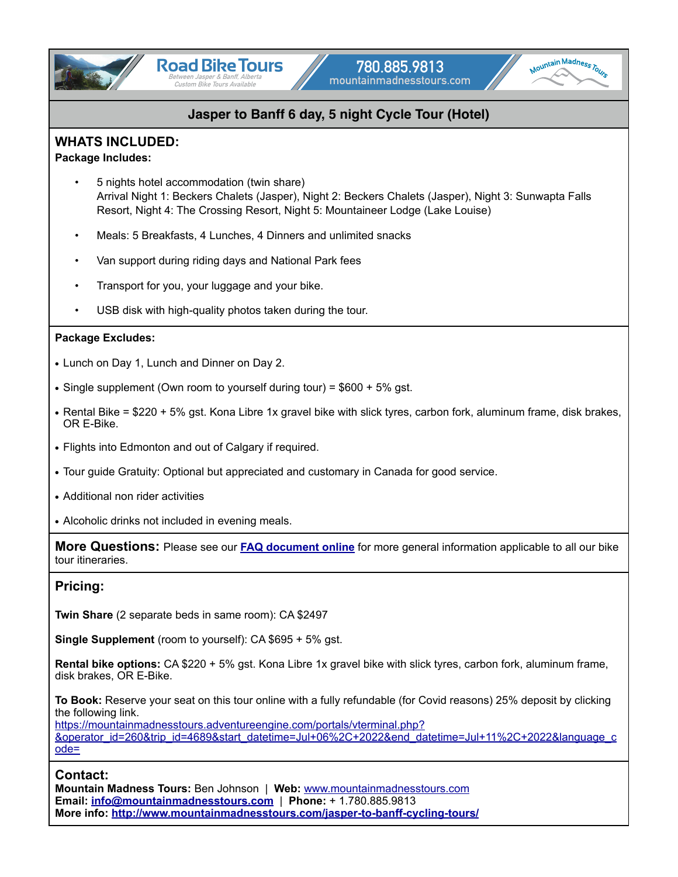Road Bike Tours
*Between Jasper & Banff, Alberta*
*Custom Bike Tours Available*

780.885.9813
mountainmadnesstours.com

Mountain Madness Tours

## Jasper to Banff 6 day, 5 night Cycle Tour (Hotel)

## WHATS INCLUDED:

**Package Includes:**

- 5 nights hotel accommodation (twin share)
  Arrival Night 1: Beckers Chalets (Jasper), Night 2: Beckers Chalets (Jasper), Night 3: Sunwapta Falls Resort, Night 4: The Crossing Resort, Night 5: Mountaineer Lodge (Lake Louise)
- Meals: 5 Breakfasts, 4 Lunches, 4 Dinners and unlimited snacks
- Van support during riding days and National Park fees
- Transport for you, your luggage and your bike.
- USB disk with high-quality photos taken during the tour.

**Package Excludes:**

- Lunch on Day 1, Lunch and Dinner on Day 2.
- Single supplement (Own room to yourself during tour) = $600 + 5% gst.
- Rental Bike = $220 + 5% gst. Kona Libre 1x gravel bike with slick tyres, carbon fork, aluminum frame, disk brakes, OR E-Bike.
- Flights into Edmonton and out of Calgary if required.
- Tour guide Gratuity: Optional but appreciated and customary in Canada for good service.
- Additional non rider activities
- Alcoholic drinks not included in evening meals.

**More Questions:** Please see our **FAQ document online** for more general information applicable to all our bike tour itineraries.

## Pricing:

**Twin Share** (2 separate beds in same room): CA $2497

**Single Supplement** (room to yourself): CA $695 + 5% gst.

**Rental bike options:** CA $220 + 5% gst. Kona Libre 1x gravel bike with slick tyres, carbon fork, aluminum frame, disk brakes, OR E-Bike.

**To Book:** Reserve your seat on this tour online with a fully refundable (for Covid reasons) 25% deposit by clicking the following link.
https://mountainmadnesstours.adventureengine.com/portals/vterminal.php?&operator_id=260&trip_id=4689&start_datetime=Jul+06%2C+2022&end_datetime=Jul+11%2C+2022&language_code=

## Contact:

**Mountain Madness Tours:** Ben Johnson | **Web:** www.mountainmadnesstours.com
**Email:** **info@mountainmadnesstours.com** | **Phone:** + 1.780.885.9813
**More info:** **http://www.mountainmadnesstours.com/jasper-to-banff-cycling-tours/**